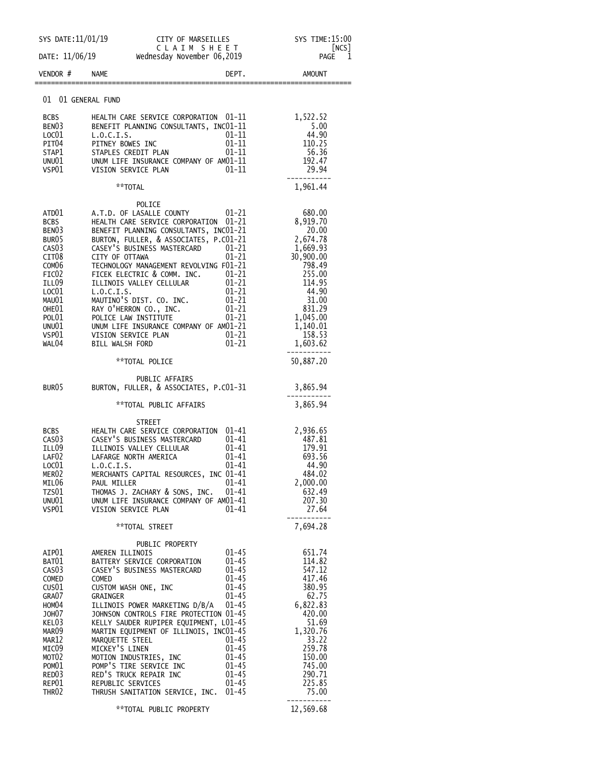SYS DATE:11/01/19 CITY OF MARSEILLES SYS TIME:15:00

C L A I M S H E E T [NCS]

DATE: 11/06/19 Wednesday November 06,2019

| VENDOR # | NAME | DEPT. | AMOUNT |
|---|---|---|---|
| | **01 01 GENERAL FUND** | | |
| BCBS | HEALTH CARE SERVICE CORPORATION | 01-11 | 1,522.52 |
| BEN03 | BENEFIT PLANNING CONSULTANTS, INC | 01-11 | 5.00 |
| LOC01 | L.O.C.I.S. | 01-11 | 44.90 |
| PIT04 | PITNEY BOWES INC | 01-11 | 110.25 |
| STAP1 | STAPLES CREDIT PLAN | 01-11 | 56.36 |
| UNU01 | UNUM LIFE INSURANCE COMPANY OF AM | 01-11 | 192.47 |
| VSP01 | VISION SERVICE PLAN | 01-11 | 29.94 |
| | **TOTAL | | 1,961.44 |
| | **POLICE** | | |
| ATD01 | A.T.D. OF LASALLE COUNTY | 01-21 | 680.00 |
| BCBS | HEALTH CARE SERVICE CORPORATION | 01-21 | 8,919.70 |
| BEN03 | BENEFIT PLANNING CONSULTANTS, INC | 01-21 | 20.00 |
| BUR05 | BURTON, FULLER, & ASSOCIATES, P.C | 01-21 | 2,674.78 |
| CAS03 | CASEY'S BUSINESS MASTERCARD | 01-21 | 1,669.93 |
| CIT08 | CITY OF OTTAWA | 01-21 | 30,900.00 |
| COM06 | TECHNOLOGY MANAGEMENT REVOLVING F | 01-21 | 798.49 |
| FIC02 | FICEK ELECTRIC & COMM. INC. | 01-21 | 255.00 |
| ILL09 | ILLINOIS VALLEY CELLULAR | 01-21 | 114.95 |
| LOC01 | L.O.C.I.S. | 01-21 | 44.90 |
| MAU01 | MAUTINO'S DIST. CO. INC. | 01-21 | 31.00 |
| OHE01 | RAY O'HERRON CO., INC. | 01-21 | 831.29 |
| POL01 | POLICE LAW INSTITUTE | 01-21 | 1,045.00 |
| UNU01 | UNUM LIFE INSURANCE COMPANY OF AM | 01-21 | 1,140.01 |
| VSP01 | VISION SERVICE PLAN | 01-21 | 158.53 |
| WAL04 | BILL WALSH FORD | 01-21 | 1,603.62 |
| | **TOTAL POLICE | | 50,887.20 |
| | **PUBLIC AFFAIRS** | | |
| BUR05 | BURTON, FULLER, & ASSOCIATES, P.C | 01-31 | 3,865.94 |
| | **TOTAL PUBLIC AFFAIRS | | 3,865.94 |
| | **STREET** | | |
| BCBS | HEALTH CARE SERVICE CORPORATION | 01-41 | 2,936.65 |
| CAS03 | CASEY'S BUSINESS MASTERCARD | 01-41 | 487.81 |
| ILL09 | ILLINOIS VALLEY CELLULAR | 01-41 | 179.91 |
| LAF02 | LAFARGE NORTH AMERICA | 01-41 | 693.56 |
| LOC01 | L.O.C.I.S. | 01-41 | 44.90 |
| MER02 | MERCHANTS CAPITAL RESOURCES, INC | 01-41 | 484.02 |
| MIL06 | PAUL MILLER | 01-41 | 2,000.00 |
| TZS01 | THOMAS J. ZACHARY & SONS, INC. | 01-41 | 632.49 |
| UNU01 | UNUM LIFE INSURANCE COMPANY OF AM | 01-41 | 207.30 |
| VSP01 | VISION SERVICE PLAN | 01-41 | 27.64 |
| | **TOTAL STREET | | 7,694.28 |
| | **PUBLIC PROPERTY** | | |
| AIP01 | AMEREN ILLINOIS | 01-45 | 651.74 |
| BAT01 | BATTERY SERVICE CORPORATION | 01-45 | 114.82 |
| CAS03 | CASEY'S BUSINESS MASTERCARD | 01-45 | 547.12 |
| COMED | COMED | 01-45 | 417.46 |
| CUS01 | CUSTOM WASH ONE, INC | 01-45 | 380.95 |
| GRA07 | GRAINGER | 01-45 | 62.75 |
| HOM04 | ILLINOIS POWER MARKETING D/B/A | 01-45 | 6,822.83 |
| JOH07 | JOHNSON CONTROLS FIRE PROTECTION | 01-45 | 420.00 |
| KEL03 | KELLY SAUDER RUPIPER EQUIPMENT, L | 01-45 | 51.69 |
| MAR09 | MARTIN EQUIPMENT OF ILLINOIS, INC | 01-45 | 1,320.76 |
| MAR12 | MARQUETTE STEEL | 01-45 | 33.22 |
| MIC09 | MICKEY'S LINEN | 01-45 | 259.78 |
| MOT02 | MOTION INDUSTRIES, INC | 01-45 | 150.00 |
| POM01 | POMP'S TIRE SERVICE INC | 01-45 | 745.00 |
| RED03 | RED'S TRUCK REPAIR INC | 01-45 | 290.71 |
| REP01 | REPUBLIC SERVICES | 01-45 | 225.85 |
| THR02 | THRUSH SANITATION SERVICE, INC. | 01-45 | 75.00 |
| | **TOTAL PUBLIC PROPERTY | | 12,569.68 |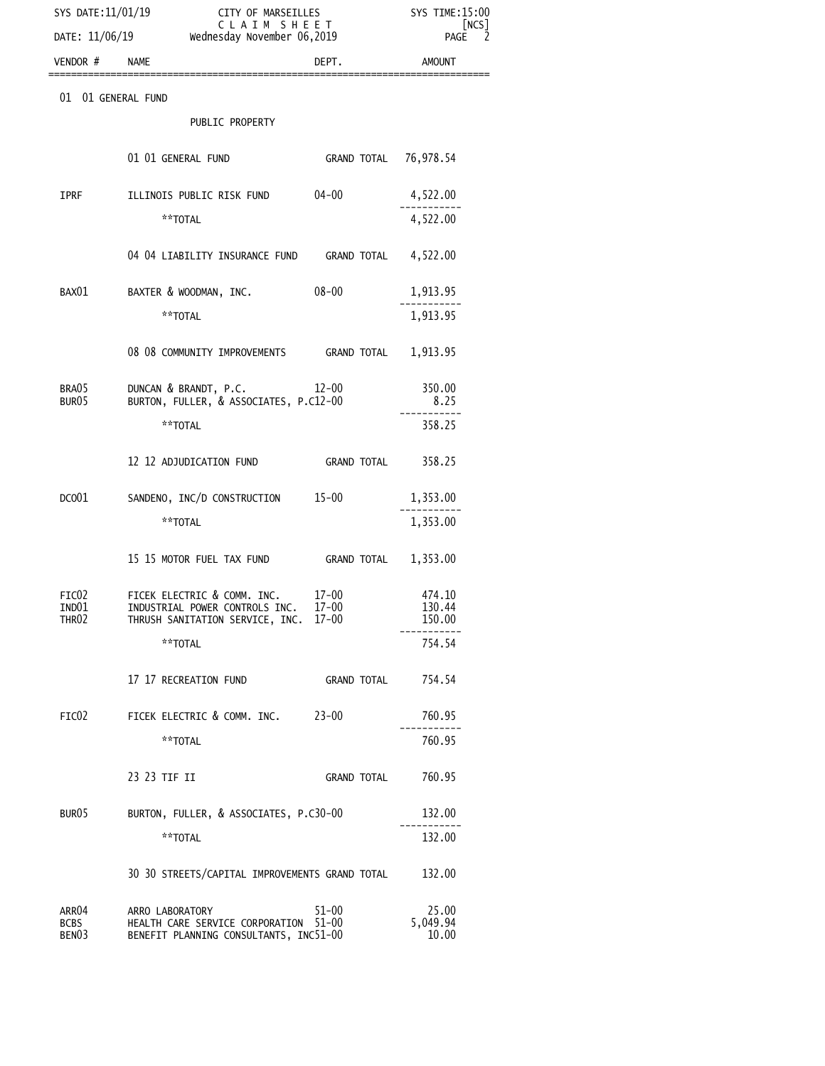SYS DATE:11/01/19 CITY OF MARSEILLES SYS TIME:15:00

C L A I M S H E E T [NCS]

DATE: 11/06/19 Wednesday November 06,2019

| VENDOR # | NAME | DEPT. | AMOUNT |
|---|---|---|---|
| 01 01 GENERAL FUND | | | |
| | PUBLIC PROPERTY | | |
| | 01 01 GENERAL FUND | GRAND TOTAL | 76,978.54 |
| IPRF | ILLINOIS PUBLIC RISK FUND | 04-00 | 4,522.00 |
| | **TOTAL | | 4,522.00 |
| | 04 04 LIABILITY INSURANCE FUND | GRAND TOTAL | 4,522.00 |
| BAX01 | BAXTER & WOODMAN, INC. | 08-00 | 1,913.95 |
| | **TOTAL | | 1,913.95 |
| | 08 08 COMMUNITY IMPROVEMENTS | GRAND TOTAL | 1,913.95 |
| BRA05 | DUNCAN & BRANDT, P.C. | 12-00 | 350.00 |
| BUR05 | BURTON, FULLER, & ASSOCIATES, P.C | 12-00 | 8.25 |
| | **TOTAL | | 358.25 |
| | 12 12 ADJUDICATION FUND | GRAND TOTAL | 358.25 |
| DCO01 | SANDENO, INC/D CONSTRUCTION | 15-00 | 1,353.00 |
| | **TOTAL | | 1,353.00 |
| | 15 15 MOTOR FUEL TAX FUND | GRAND TOTAL | 1,353.00 |
| FIC02 | FICEK ELECTRIC & COMM. INC. | 17-00 | 474.10 |
| IND01 | INDUSTRIAL POWER CONTROLS INC. | 17-00 | 130.44 |
| THR02 | THRUSH SANITATION SERVICE, INC. | 17-00 | 150.00 |
| | **TOTAL | | 754.54 |
| | 17 17 RECREATION FUND | GRAND TOTAL | 754.54 |
| FIC02 | FICEK ELECTRIC & COMM. INC. | 23-00 | 760.95 |
| | **TOTAL | | 760.95 |
| | 23 23 TIF II | GRAND TOTAL | 760.95 |
| BUR05 | BURTON, FULLER, & ASSOCIATES, P.C | 30-00 | 132.00 |
| | **TOTAL | | 132.00 |
| | 30 30 STREETS/CAPITAL IMPROVEMENTS | GRAND TOTAL | 132.00 |
| ARR04 | ARRO LABORATORY | 51-00 | 25.00 |
| BCBS | HEALTH CARE SERVICE CORPORATION | 51-00 | 5,049.94 |
| BEN03 | BENEFIT PLANNING CONSULTANTS, INC | 51-00 | 10.00 |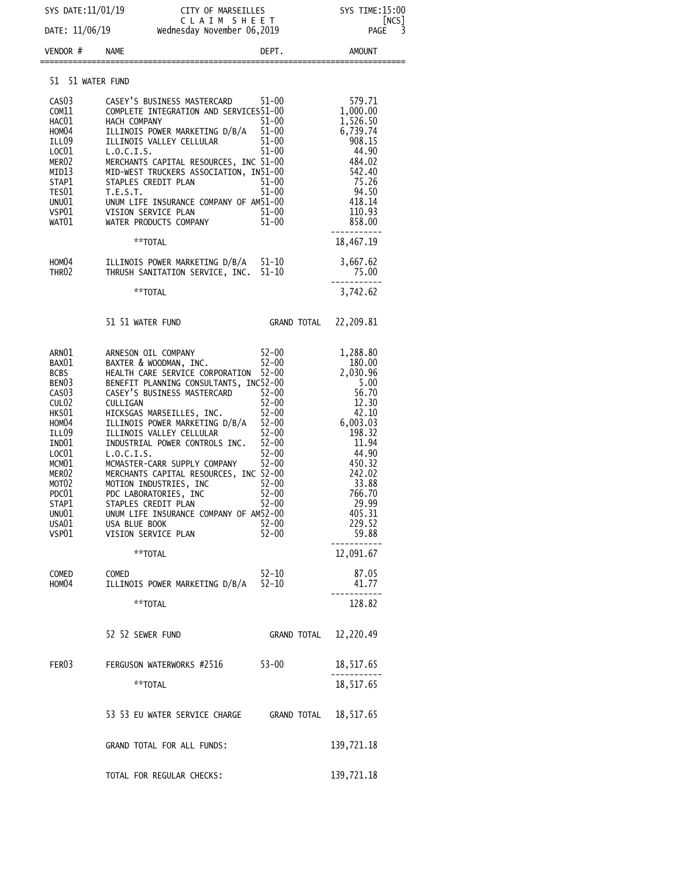SYS DATE:11/01/19 CITY OF MARSEILLES SYS TIME:15:00

C L A I M S H E E T [NCS]

DATE: 11/06/19 Wednesday November 06,2019

| VENDOR # | NAME | DEPT. | AMOUNT |
|---|---|---|---|
| | **51 51 WATER FUND** | | |
| CAS03 | CASEY'S BUSINESS MASTERCARD | 51-00 | 579.71 |
| COM11 | COMPLETE INTEGRATION AND SERVICES | 51-00 | 1,000.00 |
| HAC01 | HACH COMPANY | 51-00 | 1,526.50 |
| HOM04 | ILLINOIS POWER MARKETING D/B/A | 51-00 | 6,739.74 |
| ILL09 | ILLINOIS VALLEY CELLULAR | 51-00 | 908.15 |
| LOC01 | L.O.C.I.S. | 51-00 | 44.90 |
| MER02 | MERCHANTS CAPITAL RESOURCES, INC | 51-00 | 484.02 |
| MID13 | MID-WEST TRUCKERS ASSOCIATION, IN | 51-00 | 542.40 |
| STAP1 | STAPLES CREDIT PLAN | 51-00 | 75.26 |
| TES01 | T.E.S.T. | 51-00 | 94.50 |
| UNU01 | UNUM LIFE INSURANCE COMPANY OF AM | 51-00 | 418.14 |
| VSP01 | VISION SERVICE PLAN | 51-00 | 110.93 |
| WAT01 | WATER PRODUCTS COMPANY | 51-00 | 858.00 |
| | **TOTAL | | 18,467.19 |
| HOM04 | ILLINOIS POWER MARKETING D/B/A | 51-10 | 3,667.62 |
| THR02 | THRUSH SANITATION SERVICE, INC. | 51-10 | 75.00 |
| | **TOTAL | | 3,742.62 |
| | 51 51 WATER FUND | GRAND TOTAL | 22,209.81 |
| ARN01 | ARNESON OIL COMPANY | 52-00 | 1,288.80 |
| BAX01 | BAXTER & WOODMAN, INC. | 52-00 | 180.00 |
| BCBS | HEALTH CARE SERVICE CORPORATION | 52-00 | 2,030.96 |
| BEN03 | BENEFIT PLANNING CONSULTANTS, INC | 52-00 | 5.00 |
| CAS03 | CASEY'S BUSINESS MASTERCARD | 52-00 | 56.70 |
| CUL02 | CULLIGAN | 52-00 | 12.30 |
| HKS01 | HICKSGAS MARSEILLES, INC. | 52-00 | 42.10 |
| HOM04 | ILLINOIS POWER MARKETING D/B/A | 52-00 | 6,003.03 |
| ILL09 | ILLINOIS VALLEY CELLULAR | 52-00 | 198.32 |
| IND01 | INDUSTRIAL POWER CONTROLS INC. | 52-00 | 11.94 |
| LOC01 | L.O.C.I.S. | 52-00 | 44.90 |
| MCM01 | MCMASTER-CARR SUPPLY COMPANY | 52-00 | 450.32 |
| MER02 | MERCHANTS CAPITAL RESOURCES, INC | 52-00 | 242.02 |
| MOT02 | MOTION INDUSTRIES, INC | 52-00 | 33.88 |
| PDC01 | PDC LABORATORIES, INC | 52-00 | 766.70 |
| STAP1 | STAPLES CREDIT PLAN | 52-00 | 29.99 |
| UNU01 | UNUM LIFE INSURANCE COMPANY OF AM | 52-00 | 405.31 |
| USA01 | USA BLUE BOOK | 52-00 | 229.52 |
| VSP01 | VISION SERVICE PLAN | 52-00 | 59.88 |
| | **TOTAL | | 12,091.67 |
| COMED | COMED | 52-10 | 87.05 |
| HOM04 | ILLINOIS POWER MARKETING D/B/A | 52-10 | 41.77 |
| | **TOTAL | | 128.82 |
| | 52 52 SEWER FUND | GRAND TOTAL | 12,220.49 |
| FER03 | FERGUSON WATERWORKS #2516 | 53-00 | 18,517.65 |
| | **TOTAL | | 18,517.65 |
| | 53 53 EU WATER SERVICE CHARGE | GRAND TOTAL | 18,517.65 |
| | GRAND TOTAL FOR ALL FUNDS: | | 139,721.18 |
| | TOTAL FOR REGULAR CHECKS: | | 139,721.18 |